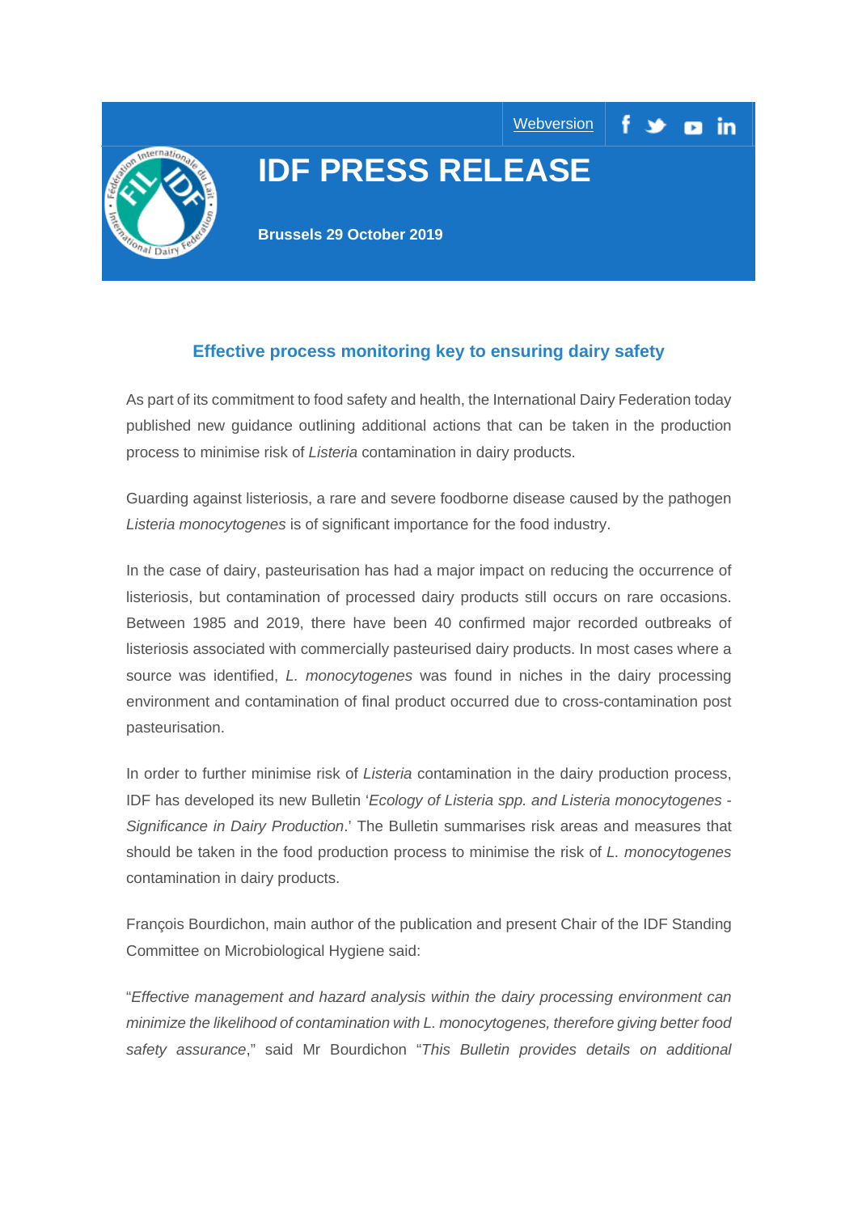Webversion

# IDF PRESS RELEASE

**Brussels 29 October 2019**

## Effective process monitoring key to ensuring dairy safety

As part of its commitment to food safety and health, the International Dairy Federation today published new guidance outlining additional actions that can be taken in the production process to minimise risk of *Listeria* contamination in dairy products.

Guarding against listeriosis, a rare and severe foodborne disease caused by the pathogen *Listeria monocytogenes* is of significant importance for the food industry.

In the case of dairy, pasteurisation has had a major impact on reducing the occurrence of listeriosis, but contamination of processed dairy products still occurs on rare occasions. Between 1985 and 2019, there have been 40 confirmed major recorded outbreaks of listeriosis associated with commercially pasteurised dairy products. In most cases where a source was identified, *L. monocytogenes* was found in niches in the dairy processing environment and contamination of final product occurred due to cross-contamination post pasteurisation.

In order to further minimise risk of *Listeria* contamination in the dairy production process, IDF has developed its new Bulletin '*Ecology of Listeria spp. and Listeria monocytogenes - Significance in Dairy Production*.' The Bulletin summarises risk areas and measures that should be taken in the food production process to minimise the risk of *L. monocytogenes* contamination in dairy products.

François Bourdichon, main author of the publication and present Chair of the IDF Standing Committee on Microbiological Hygiene said:

"*Effective management and hazard analysis within the dairy processing environment can minimize the likelihood of contamination with L. monocytogenes, therefore giving better food safety assurance*," said Mr Bourdichon "*This Bulletin provides details on additional*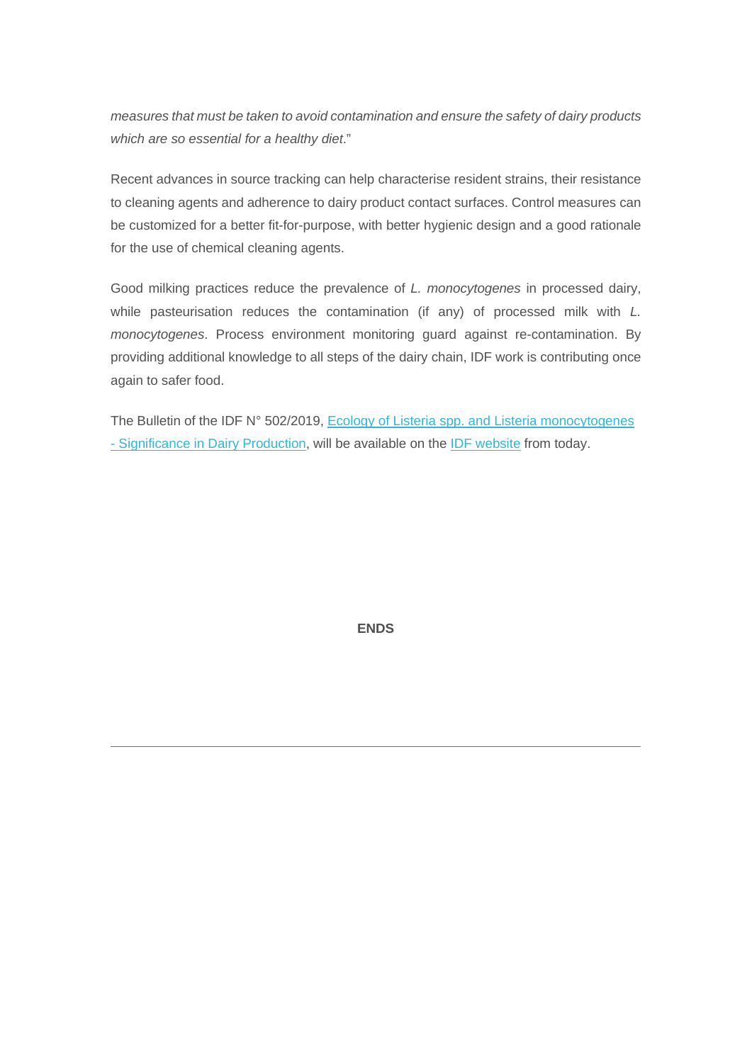*measures that must be taken to avoid contamination and ensure the safety of dairy products which are so essential for a healthy diet*."

Recent advances in source tracking can help characterise resident strains, their resistance to cleaning agents and adherence to dairy product contact surfaces. Control measures can be customized for a better fit-for-purpose, with better hygienic design and a good rationale for the use of chemical cleaning agents.

Good milking practices reduce the prevalence of *L. monocytogenes* in processed dairy, while pasteurisation reduces the contamination (if any) of processed milk with *L. monocytogenes*. Process environment monitoring guard against re-contamination. By providing additional knowledge to all steps of the dairy chain, IDF work is contributing once again to safer food.

The Bulletin of the IDF N° 502/2019, Ecology of Listeria spp. and Listeria monocytogenes - Significance in Dairy Production, will be available on the IDF website from today.

**ENDS**

---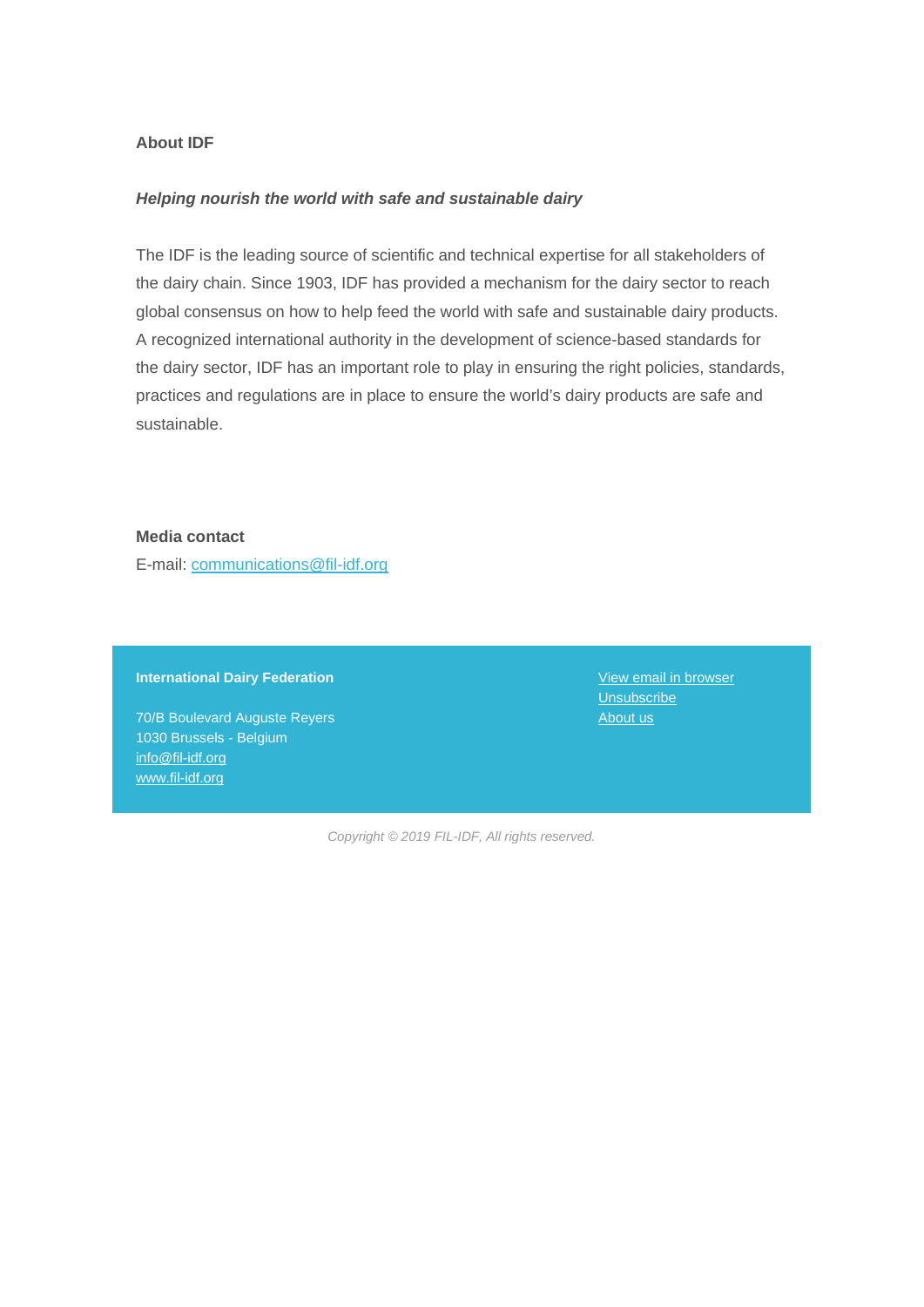**About IDF**

***Helping nourish the world with safe and sustainable dairy***

The IDF is the leading source of scientific and technical expertise for all stakeholders of the dairy chain. Since 1903, IDF has provided a mechanism for the dairy sector to reach global consensus on how to help feed the world with safe and sustainable dairy products. A recognized international authority in the development of science-based standards for the dairy sector, IDF has an important role to play in ensuring the right policies, standards, practices and regulations are in place to ensure the world's dairy products are safe and sustainable.

**Media contact**
E-mail: communications@fil-idf.org

**International Dairy Federation**

70/B Boulevard Auguste Reyers
1030 Brussels - Belgium
info@fil-idf.org
www.fil-idf.org

View email in browser
Unsubscribe
About us

*Copyright © 2019 FIL-IDF, All rights reserved.*